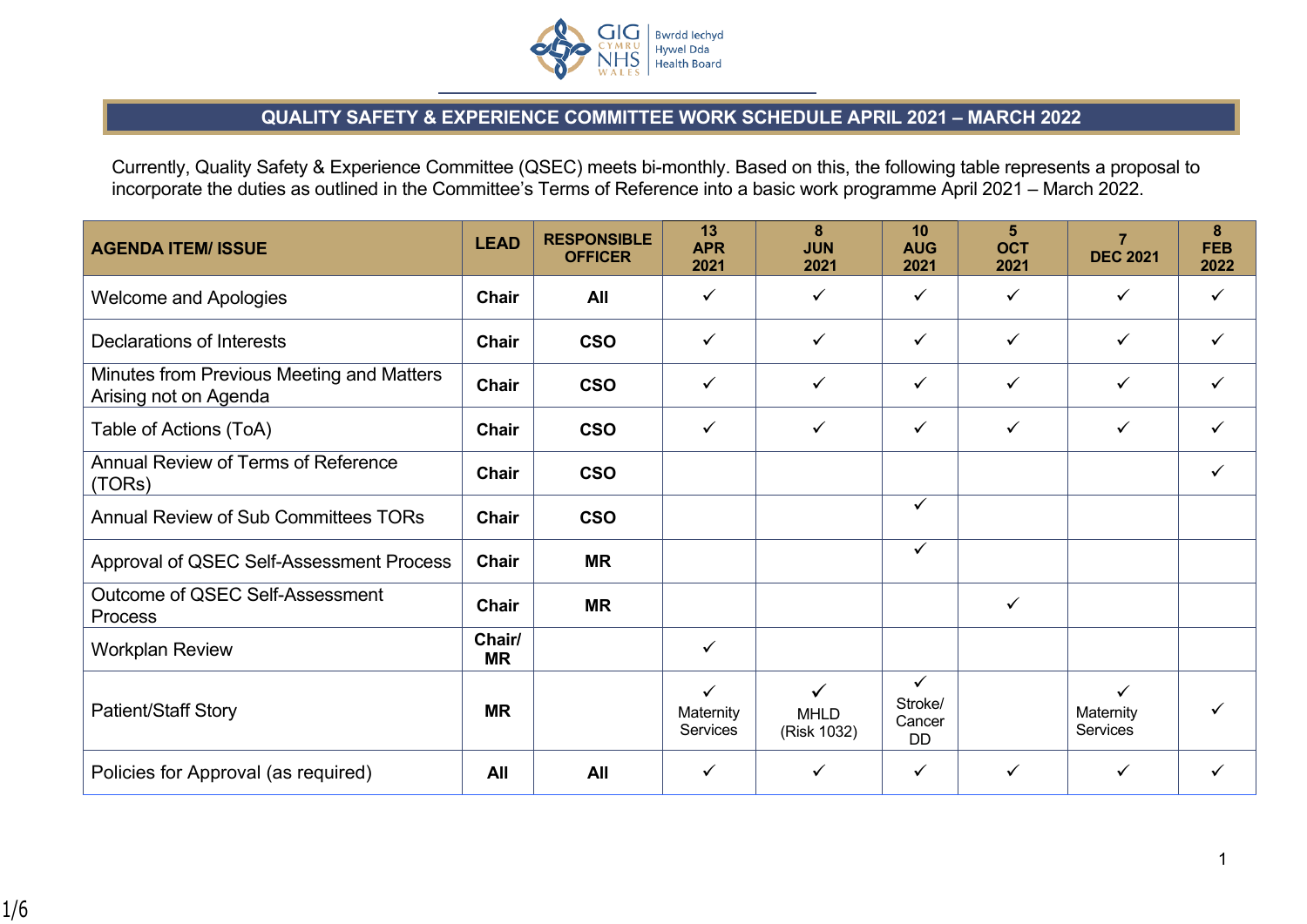# QUALITY SAFETY & EXPERIENCE COMMITTEE WORK SCHEDULE APRIL 2021 – MARCH 2022

Currently, Quality Safety & Experience Committee (QSEC) meets bi-monthly. Based on this, the following table represents a proposal to incorporate the duties as outlined in the Committee's Terms of Reference into a basic work programme April 2021 – March 2022.

| AGENDA ITEM/ ISSUE | LEAD | RESPONSIBLE OFFICER | 13 APR 2021 | 8 JUN 2021 | 10 AUG 2021 | 5 OCT 2021 | 7 DEC 2021 | 8 FEB 2022 |
|---|---|---|---|---|---|---|---|---|
| Welcome and Apologies | **Chair** | **All** | ✓ | ✓ | ✓ | ✓ | ✓ | ✓ |
| Declarations of Interests | **Chair** | **CSO** | ✓ | ✓ | ✓ | ✓ | ✓ | ✓ |
| Minutes from Previous Meeting and Matters Arising not on Agenda | **Chair** | **CSO** | ✓ | ✓ | ✓ | ✓ | ✓ | ✓ |
| Table of Actions (ToA) | **Chair** | **CSO** | ✓ | ✓ | ✓ | ✓ | ✓ | ✓ |
| Annual Review of Terms of Reference (TORs) | **Chair** | **CSO** | | | | | | ✓ |
| Annual Review of Sub Committees TORs | **Chair** | **CSO** | | | ✓ | | | |
| Approval of QSEC Self-Assessment Process | **Chair** | **MR** | | | ✓ | | | |
| Outcome of QSEC Self-Assessment Process | **Chair** | **MR** | | | | ✓ | | |
| Workplan Review | **Chair/ MR** | | ✓ | | | | | |
| Patient/Staff Story | **MR** | | ✓ Maternity Services | ✓ MHLD (Risk 1032) | ✓ Stroke/ Cancer DD | | ✓ Maternity Services | ✓ |
| Policies for Approval (as required) | **All** | **All** | ✓ | ✓ | ✓ | ✓ | ✓ | ✓ |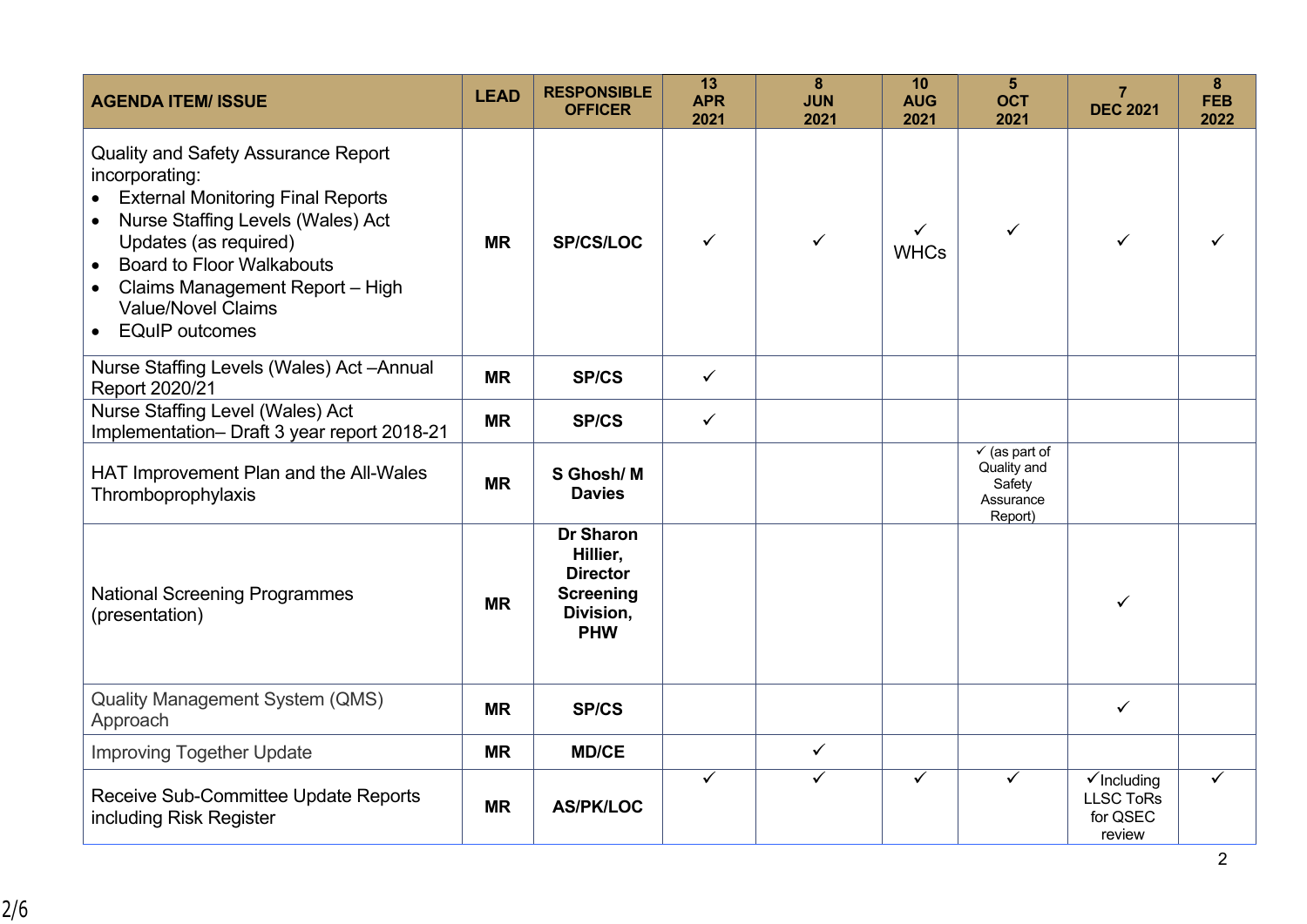| AGENDA ITEM/ ISSUE | LEAD | RESPONSIBLE OFFICER | 13 APR 2021 | 8 JUN 2021 | 10 AUG 2021 | 5 OCT 2021 | 7 DEC 2021 | 8 FEB 2022 |
|---|---|---|---|---|---|---|---|---|
| Quality and Safety Assurance Report incorporating:<br>• External Monitoring Final Reports<br>• Nurse Staffing Levels (Wales) Act Updates (as required)<br>• Board to Floor Walkabouts<br>• Claims Management Report – High Value/Novel Claims<br>• EQuIP outcomes | MR | SP/CS/LOC | ✓ | ✓ | ✓ WHCs | ✓ | ✓ | ✓ |
| Nurse Staffing Levels (Wales) Act –Annual Report 2020/21 | MR | SP/CS | ✓ | | | | | |
| Nurse Staffing Level (Wales) Act Implementation– Draft 3 year report 2018-21 | MR | SP/CS | ✓ | | | | | |
| HAT Improvement Plan and the All-Wales Thromboprophylaxis | MR | S Ghosh/ M Davies | | | | ✓ (as part of Quality and Safety Assurance Report) | | |
| National Screening Programmes (presentation) | MR | Dr Sharon Hillier, Director Screening Division, PHW | | | | | ✓ | |
| Quality Management System (QMS) Approach | MR | SP/CS | | | | | ✓ | |
| Improving Together Update | MR | MD/CE | | ✓ | | | | |
| Receive Sub-Committee Update Reports including Risk Register | MR | AS/PK/LOC | ✓ | ✓ | ✓ | ✓ | ✓Including LLSC ToRs for QSEC review | ✓ |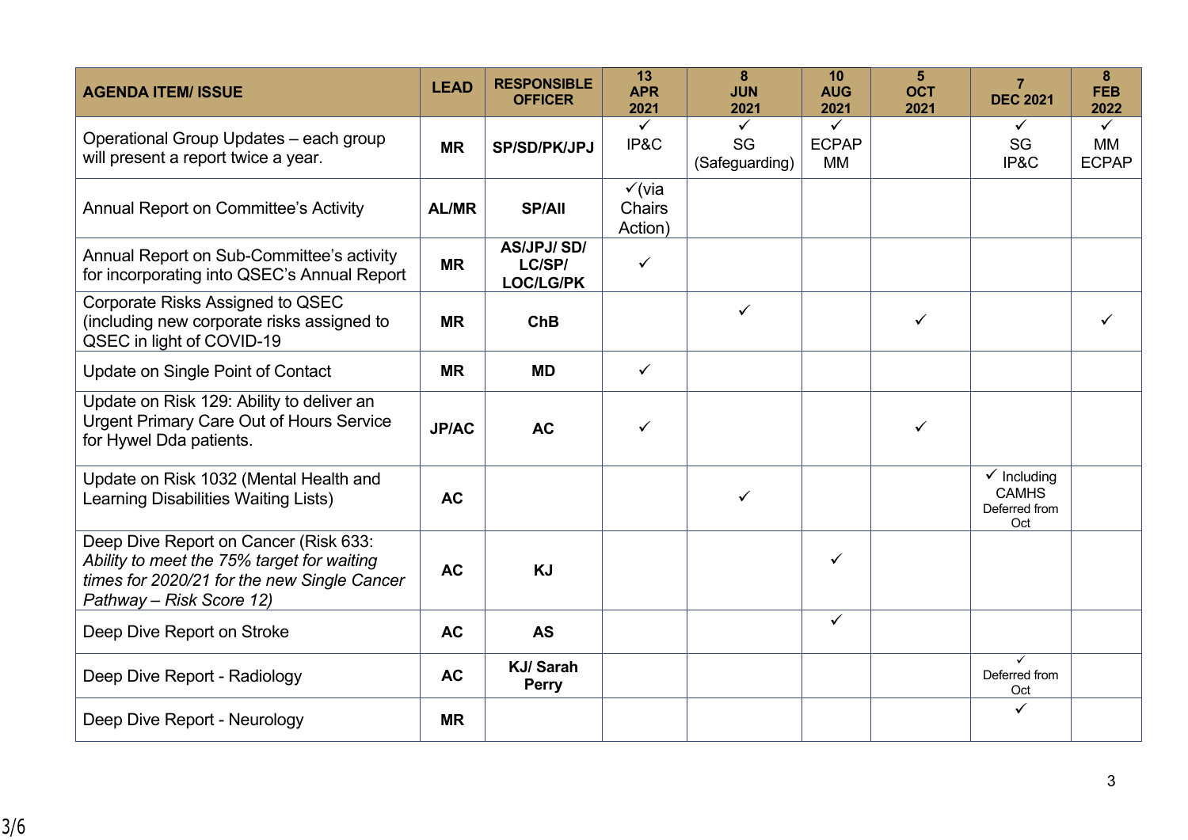| AGENDA ITEM/ ISSUE | LEAD | RESPONSIBLE OFFICER | 13 APR 2021 | 8 JUN 2021 | 10 AUG 2021 | 5 OCT 2021 | 7 DEC 2021 | 8 FEB 2022 |
|---|---|---|---|---|---|---|---|---|
| Operational Group Updates – each group will present a report twice a year. | MR | SP/SD/PK/JPJ | ✓ IP&C | ✓ SG (Safeguarding) | ✓ ECPAP MM | | ✓ SG IP&C | ✓ MM ECPAP |
| Annual Report on Committee's Activity | AL/MR | SP/All | ✓(via Chairs Action) | | | | | |
| Annual Report on Sub-Committee's activity for incorporating into QSEC's Annual Report | MR | AS/JPJ/ SD/ LC/SP/ LOC/LG/PK | ✓ | | | | | |
| Corporate Risks Assigned to QSEC (including new corporate risks assigned to QSEC in light of COVID-19 | MR | ChB | | ✓ | | ✓ | | ✓ |
| Update on Single Point of Contact | MR | MD | ✓ | | | | | |
| Update on Risk 129: Ability to deliver an Urgent Primary Care Out of Hours Service for Hywel Dda patients. | JP/AC | AC | ✓ | | | ✓ | | |
| Update on Risk 1032 (Mental Health and Learning Disabilities Waiting Lists) | AC | | | ✓ | | | ✓ Including CAMHS Deferred from Oct | |
| Deep Dive Report on Cancer (Risk 633: *Ability to meet the 75% target for waiting times for 2020/21 for the new Single Cancer Pathway – Risk Score 12)* | AC | KJ | | | ✓ | | | |
| Deep Dive Report on Stroke | AC | AS | | | ✓ | | | |
| Deep Dive Report - Radiology | AC | KJ/ Sarah Perry | | | | | ✓ Deferred from Oct | |
| Deep Dive Report - Neurology | MR | | | | | | ✓ | |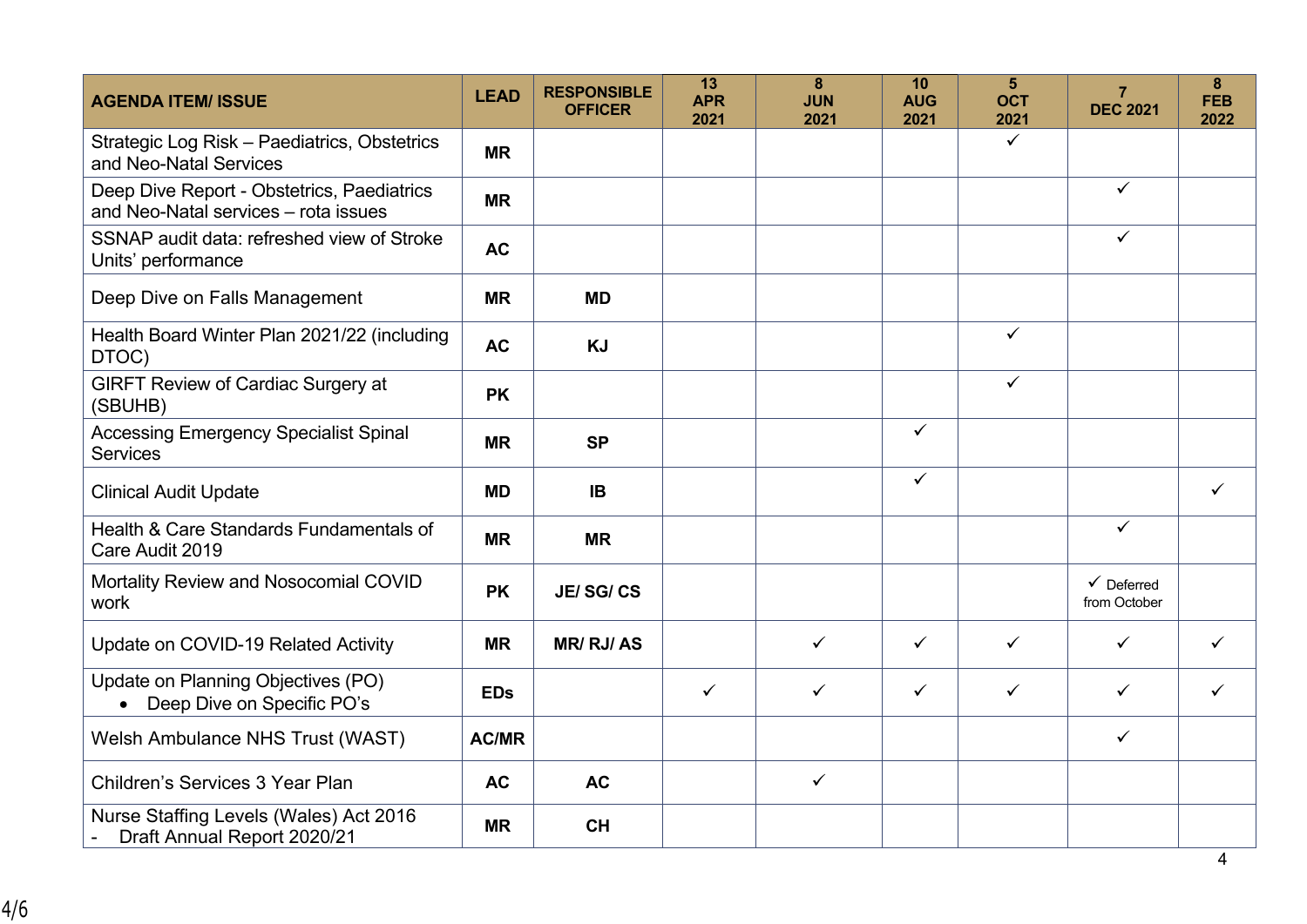| AGENDA ITEM/ ISSUE | LEAD | RESPONSIBLE OFFICER | 13 APR 2021 | 8 JUN 2021 | 10 AUG 2021 | 5 OCT 2021 | 7 DEC 2021 | 8 FEB 2022 |
|---|---|---|---|---|---|---|---|---|
| Strategic Log Risk – Paediatrics, Obstetrics and Neo-Natal Services | MR | | | | | ✓ | | |
| Deep Dive Report - Obstetrics, Paediatrics and Neo-Natal services – rota issues | MR | | | | | | ✓ | |
| SSNAP audit data: refreshed view of Stroke Units' performance | AC | | | | | | ✓ | |
| Deep Dive on Falls Management | MR | MD | | | | | | |
| Health Board Winter Plan 2021/22 (including DTOC) | AC | KJ | | | | ✓ | | |
| GIRFT Review of Cardiac Surgery at (SBUHB) | PK | | | | | ✓ | | |
| Accessing Emergency Specialist Spinal Services | MR | SP | | | ✓ | | | |
| Clinical Audit Update | MD | IB | | | ✓ | | | ✓ |
| Health & Care Standards Fundamentals of Care Audit 2019 | MR | MR | | | | | ✓ | |
| Mortality Review and Nosocomial COVID work | PK | JE/ SG/ CS | | | | | ✓ Deferred from October | |
| Update on COVID-19 Related Activity | MR | MR/ RJ/ AS | | ✓ | ✓ | ✓ | ✓ | ✓ |
| Update on Planning Objectives (PO) <br>• Deep Dive on Specific PO's | EDs | | ✓ | ✓ | ✓ | ✓ | ✓ | ✓ |
| Welsh Ambulance NHS Trust (WAST) | AC/MR | | | | | | ✓ | |
| Children's Services 3 Year Plan | AC | AC | | ✓ | | | | |
| Nurse Staffing Levels (Wales) Act 2016 <br>- Draft Annual Report 2020/21 | MR | CH | | | | | | |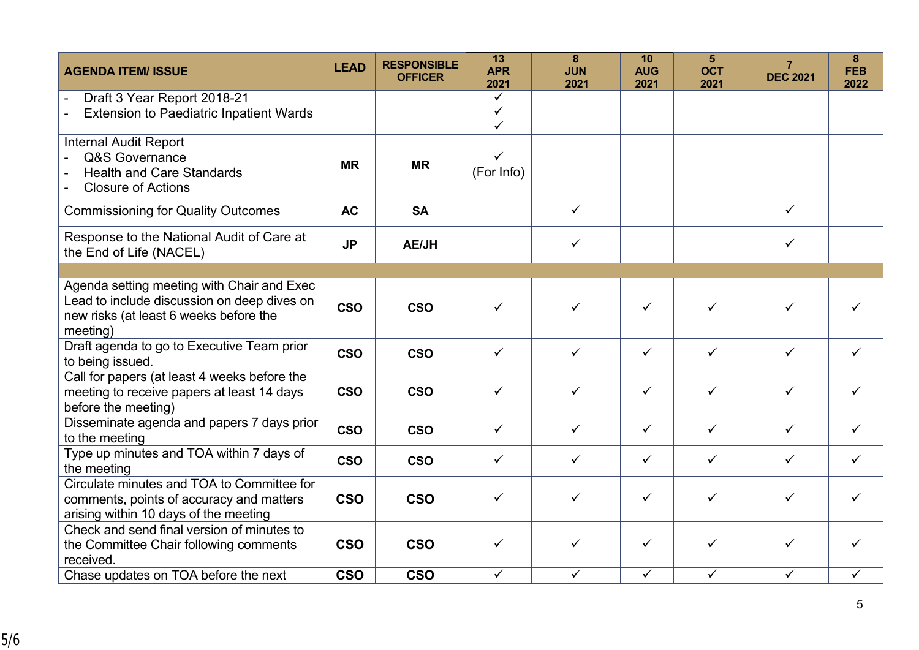| AGENDA ITEM/ ISSUE | LEAD | RESPONSIBLE OFFICER | 13 APR 2021 | 8 JUN 2021 | 10 AUG 2021 | 5 OCT 2021 | 7 DEC 2021 | 8 FEB 2022 |
|---|---|---|---|---|---|---|---|---|
| - Draft 3 Year Report 2018-21<br>- Extension to Paediatric Inpatient Wards | | | ✓<br>✓<br>✓ | | | | | |
| Internal Audit Report<br>- Q&S Governance<br>- Health and Care Standards<br>- Closure of Actions | MR | MR | ✓<br>(For Info) | | | | | |
| Commissioning for Quality Outcomes | AC | SA | | ✓ | | | ✓ | |
| Response to the National Audit of Care at the End of Life (NACEL) | JP | AE/JH | | ✓ | | | ✓ | |
| | | | | | | | | |
| Agenda setting meeting with Chair and Exec Lead to include discussion on deep dives on new risks (at least 6 weeks before the meeting) | CSO | CSO | ✓ | ✓ | ✓ | ✓ | ✓ | ✓ |
| Draft agenda to go to Executive Team prior to being issued. | CSO | CSO | ✓ | ✓ | ✓ | ✓ | ✓ | ✓ |
| Call for papers (at least 4 weeks before the meeting to receive papers at least 14 days before the meeting) | CSO | CSO | ✓ | ✓ | ✓ | ✓ | ✓ | ✓ |
| Disseminate agenda and papers 7 days prior to the meeting | CSO | CSO | ✓ | ✓ | ✓ | ✓ | ✓ | ✓ |
| Type up minutes and TOA within 7 days of the meeting | CSO | CSO | ✓ | ✓ | ✓ | ✓ | ✓ | ✓ |
| Circulate minutes and TOA to Committee for comments, points of accuracy and matters arising within 10 days of the meeting | CSO | CSO | ✓ | ✓ | ✓ | ✓ | ✓ | ✓ |
| Check and send final version of minutes to the Committee Chair following comments received. | CSO | CSO | ✓ | ✓ | ✓ | ✓ | ✓ | ✓ |
| Chase updates on TOA before the next | CSO | CSO | ✓ | ✓ | ✓ | ✓ | ✓ | ✓ |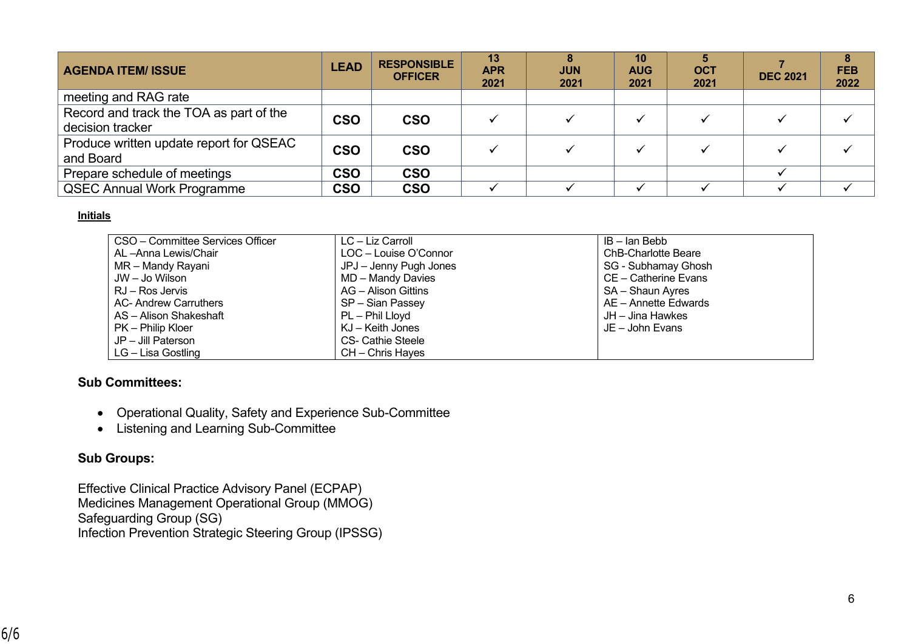| AGENDA ITEM/ ISSUE | LEAD | RESPONSIBLE OFFICER | 13 APR 2021 | 8 JUN 2021 | 10 AUG 2021 | 5 OCT 2021 | 7 DEC 2021 | 8 FEB 2022 |
|---|---|---|---|---|---|---|---|---|
| meeting and RAG rate | | | | | | | | |
| Record and track the TOA as part of the decision tracker | **CSO** | **CSO** | ✓ | ✓ | ✓ | ✓ | ✓ | ✓ |
| Produce written update report for QSEAC and Board | **CSO** | **CSO** | ✓ | ✓ | ✓ | ✓ | ✓ | ✓ |
| Prepare schedule of meetings | **CSO** | **CSO** | | | | | ✓ | |
| QSEC Annual Work Programme | **CSO** | **CSO** | ✓ | ✓ | ✓ | ✓ | ✓ | ✓ |

**Initials**

| | | |
|---|---|---|
| CSO – Committee Services Officer<br>AL –Anna Lewis/Chair<br>MR – Mandy Rayani<br>JW – Jo Wilson<br>RJ – Ros Jervis<br>AC- Andrew Carruthers<br>AS – Alison Shakeshaft<br>PK – Philip Kloer<br>JP – Jill Paterson<br>LG – Lisa Gostling | LC – Liz Carroll<br>LOC – Louise O'Connor<br>JPJ – Jenny Pugh Jones<br>MD – Mandy Davies<br>AG – Alison Gittins<br>SP – Sian Passey<br>PL – Phil Lloyd<br>KJ – Keith Jones<br>CS- Cathie Steele<br>CH – Chris Hayes | IB – Ian Bebb<br>ChB-Charlotte Beare<br>SG - Subhamay Ghosh<br>CE – Catherine Evans<br>SA – Shaun Ayres<br>AE – Annette Edwards<br>JH – Jina Hawkes<br>JE – John Evans |

**Sub Committees:**

- Operational Quality, Safety and Experience Sub-Committee
- Listening and Learning Sub-Committee

**Sub Groups:**

Effective Clinical Practice Advisory Panel (ECPAP)
Medicines Management Operational Group (MMOG)
Safeguarding Group (SG)
Infection Prevention Strategic Steering Group (IPSSG)